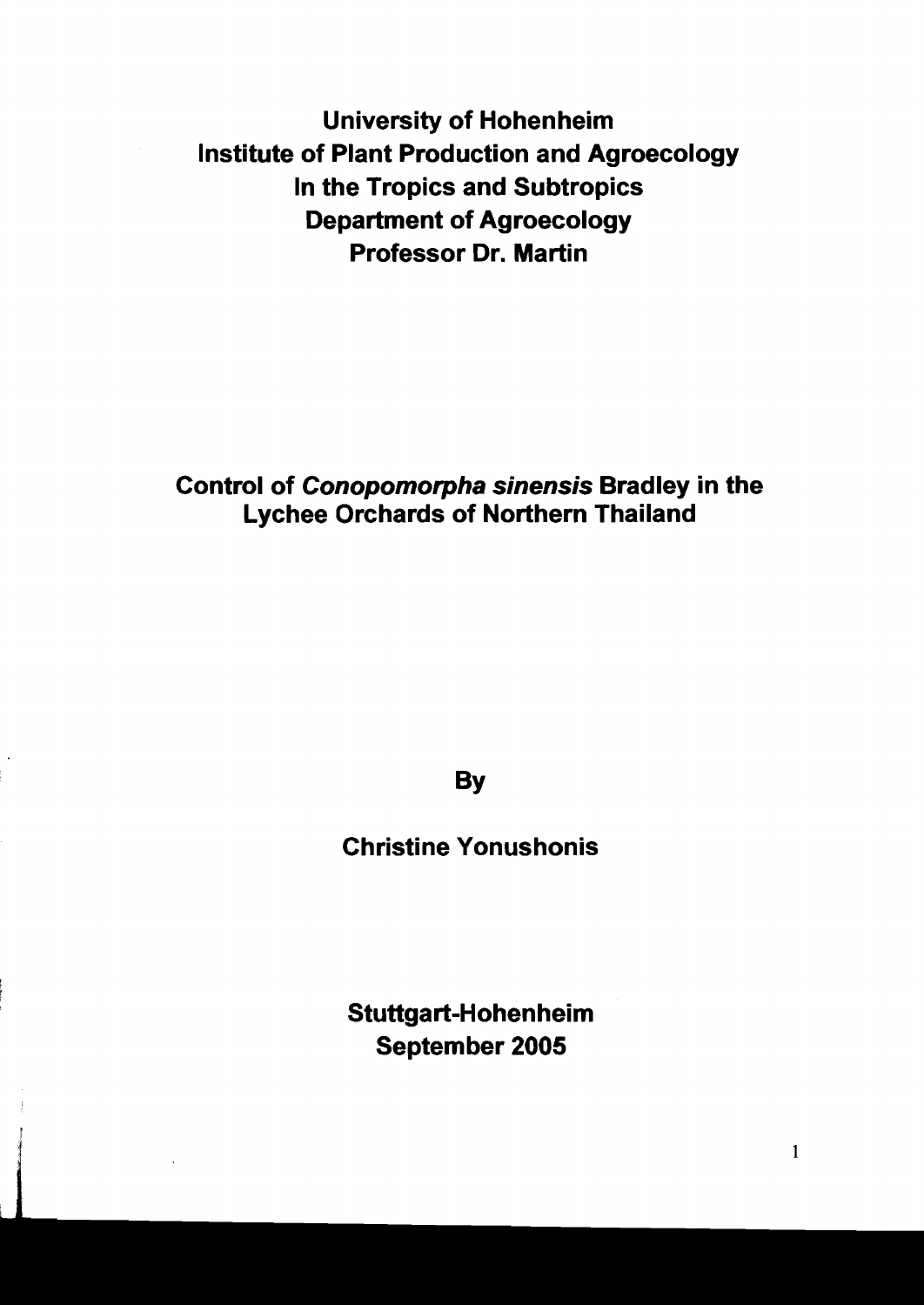**University of Hohenheim**
**Institute of Plant Production and Agroecology**
**In the Tropics and Subtropics**
**Department of Agroecology**
**Professor Dr. Martin**

# Control of *Conopomorpha sinensis* Bradley in the Lychee Orchards of Northern Thailand

**By**

**Christine Yonushonis**

**Stuttgart-Hohenheim**
**September 2005**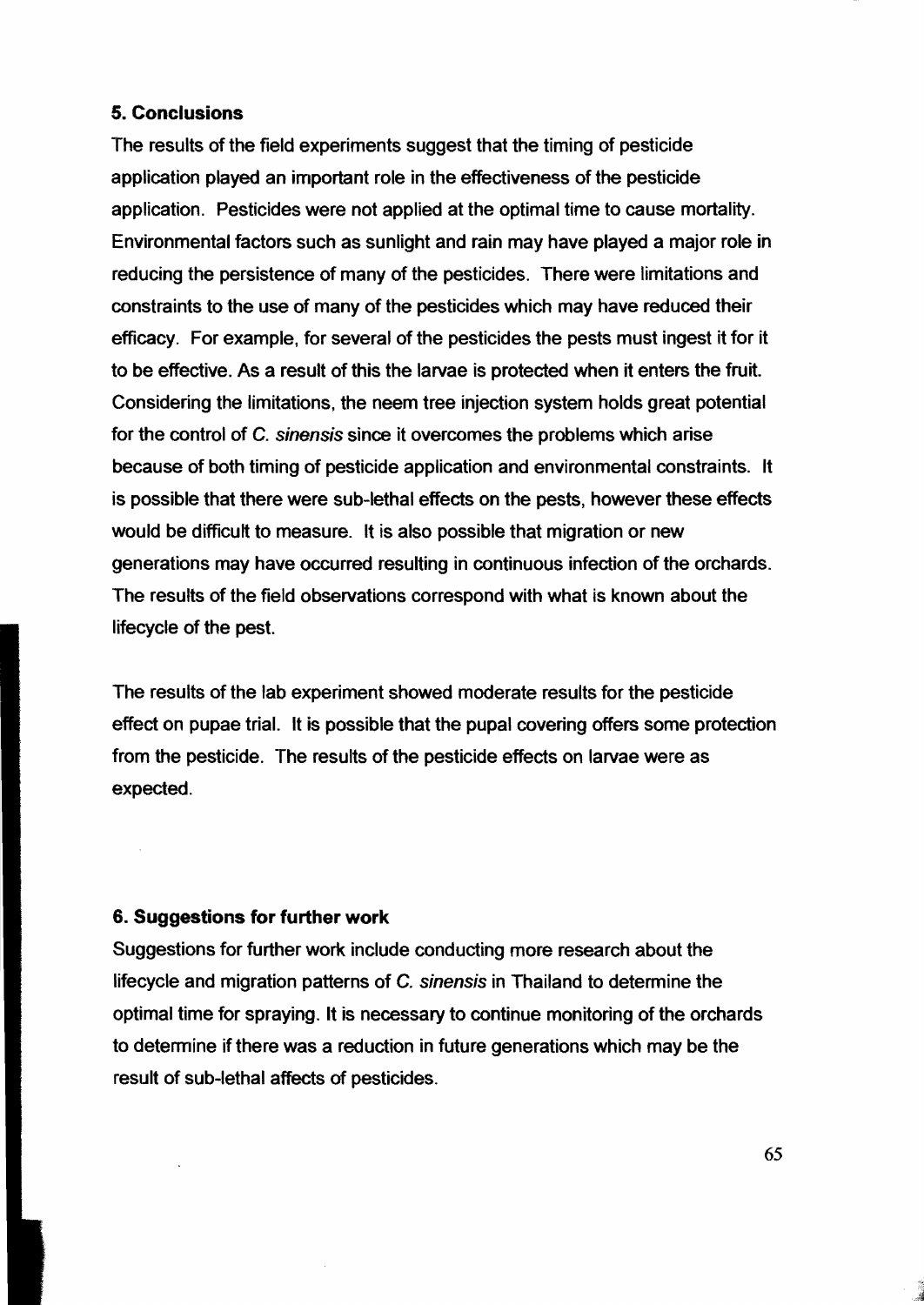## 5. Conclusions

The results of the field experiments suggest that the timing of pesticide application played an important role in the effectiveness of the pesticide application. Pesticides were not applied at the optimal time to cause mortality. Environmental factors such as sunlight and rain may have played a major role in reducing the persistence of many of the pesticides. There were limitations and constraints to the use of many of the pesticides which may have reduced their efficacy. For example, for several of the pesticides the pests must ingest it for it to be effective. As a result of this the larvae is protected when it enters the fruit. Considering the limitations, the neem tree injection system holds great potential for the control of *C. sinensis* since it overcomes the problems which arise because of both timing of pesticide application and environmental constraints. It is possible that there were sub-lethal effects on the pests, however these effects would be difficult to measure. It is also possible that migration or new generations may have occurred resulting in continuous infection of the orchards. The results of the field observations correspond with what is known about the lifecycle of the pest.

The results of the lab experiment showed moderate results for the pesticide effect on pupae trial. It is possible that the pupal covering offers some protection from the pesticide. The results of the pesticide effects on larvae were as expected.

## 6. Suggestions for further work

Suggestions for further work include conducting more research about the lifecycle and migration patterns of *C. sinensis* in Thailand to determine the optimal time for spraying. It is necessary to continue monitoring of the orchards to determine if there was a reduction in future generations which may be the result of sub-lethal affects of pesticides.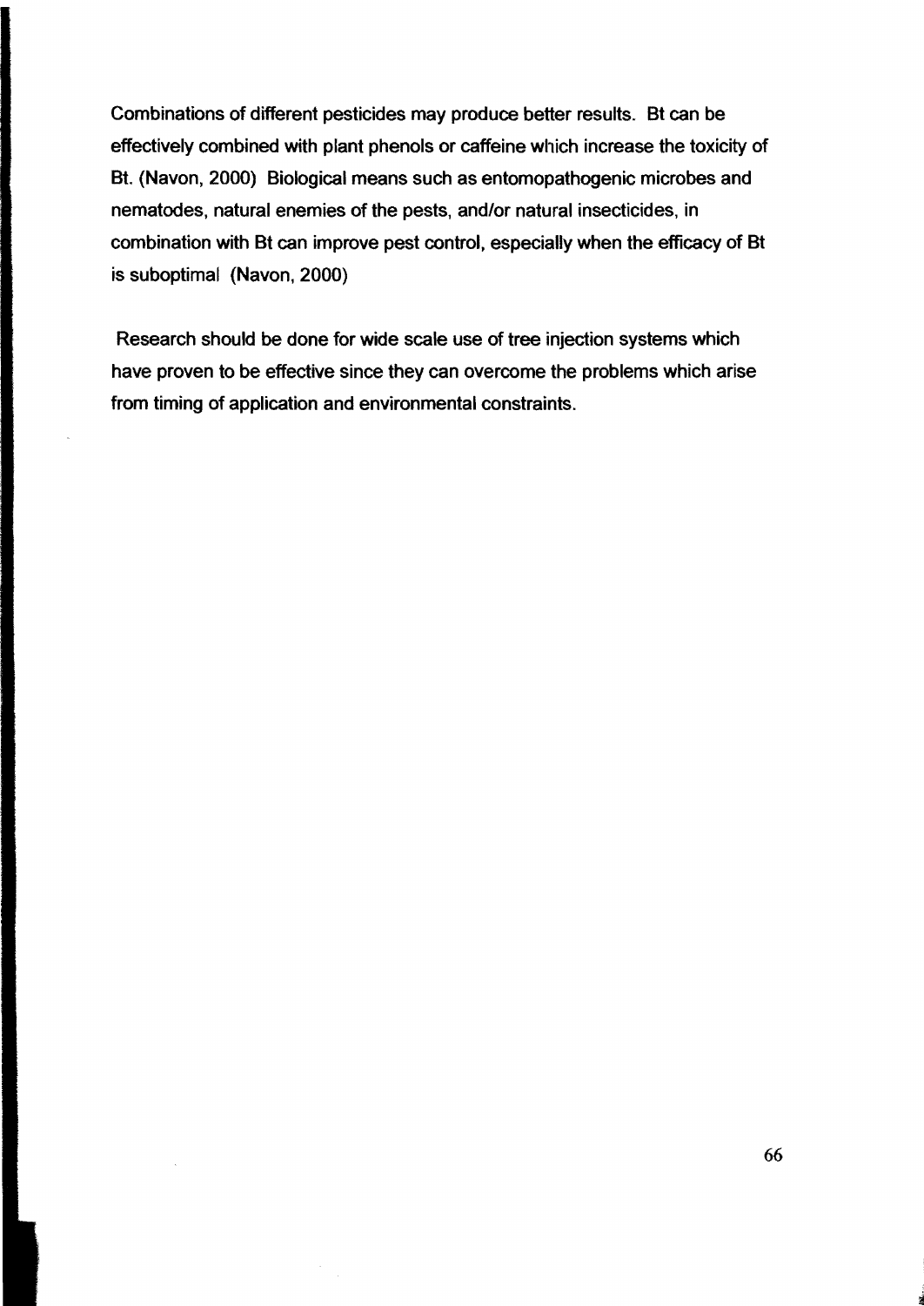Combinations of different pesticides may produce better results. Bt can be effectively combined with plant phenols or caffeine which increase the toxicity of Bt. (Navon, 2000) Biological means such as entomopathogenic microbes and nematodes, natural enemies of the pests, and/or natural insecticides, in combination with Bt can improve pest control, especially when the efficacy of Bt is suboptimal (Navon, 2000)

Research should be done for wide scale use of tree injection systems which have proven to be effective since they can overcome the problems which arise from timing of application and environmental constraints.